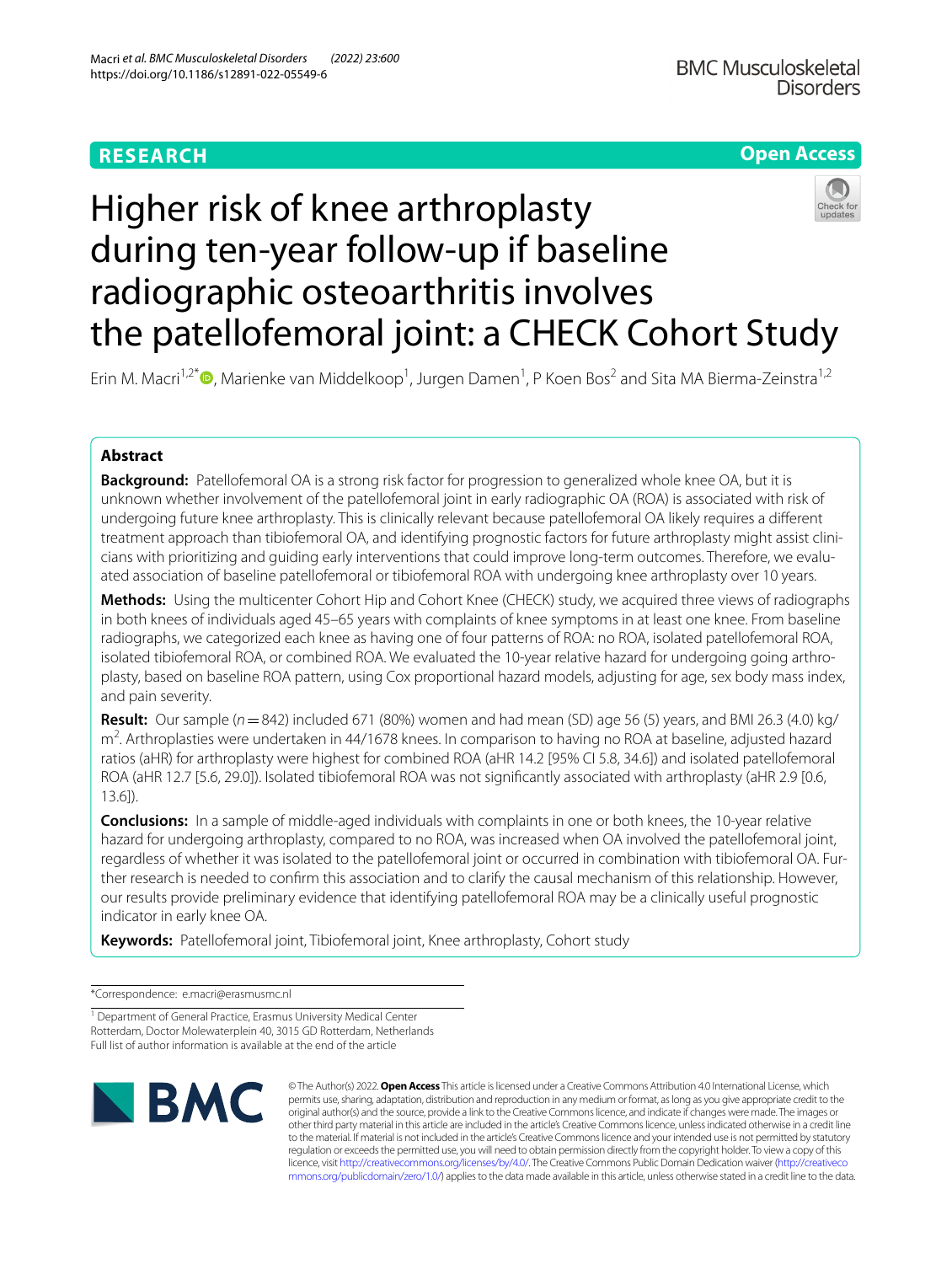RESEARCH

Open Access

# Higher risk of knee arthroplasty during ten-year follow-up if baseline radiographic osteoarthritis involves the patellofemoral joint: a CHECK Cohort Study

Erin M. Macri[1,2*], Marienke van Middelkoop[1], Jurgen Damen[1], P Koen Bos[2] and Sita MA Bierma-Zeinstra[1,2]

## Abstract

**Background:** Patellofemoral OA is a strong risk factor for progression to generalized whole knee OA, but it is unknown whether involvement of the patellofemoral joint in early radiographic OA (ROA) is associated with risk of undergoing future knee arthroplasty. This is clinically relevant because patellofemoral OA likely requires a different treatment approach than tibiofemoral OA, and identifying prognostic factors for future arthroplasty might assist clinicians with prioritizing and guiding early interventions that could improve long-term outcomes. Therefore, we evaluated association of baseline patellofemoral or tibiofemoral ROA with undergoing knee arthroplasty over 10 years.

**Methods:** Using the multicenter Cohort Hip and Cohort Knee (CHECK) study, we acquired three views of radiographs in both knees of individuals aged 45–65 years with complaints of knee symptoms in at least one knee. From baseline radiographs, we categorized each knee as having one of four patterns of ROA: no ROA, isolated patellofemoral ROA, isolated tibiofemoral ROA, or combined ROA. We evaluated the 10-year relative hazard for undergoing going arthroplasty, based on baseline ROA pattern, using Cox proportional hazard models, adjusting for age, sex body mass index, and pain severity.

**Result:** Our sample ($n=842$) included 671 (80%) women and had mean (SD) age 56 (5) years, and BMI 26.3 (4.0) kg/m$^2$. Arthroplasties were undertaken in 44/1678 knees. In comparison to having no ROA at baseline, adjusted hazard ratios (aHR) for arthroplasty were highest for combined ROA (aHR 14.2 [95% CI 5.8, 34.6]) and isolated patellofemoral ROA (aHR 12.7 [5.6, 29.0]). Isolated tibiofemoral ROA was not significantly associated with arthroplasty (aHR 2.9 [0.6, 13.6]).

**Conclusions:** In a sample of middle-aged individuals with complaints in one or both knees, the 10-year relative hazard for undergoing arthroplasty, compared to no ROA, was increased when OA involved the patellofemoral joint, regardless of whether it was isolated to the patellofemoral joint or occurred in combination with tibiofemoral OA. Further research is needed to confirm this association and to clarify the causal mechanism of this relationship. However, our results provide preliminary evidence that identifying patellofemoral ROA may be a clinically useful prognostic indicator in early knee OA.

**Keywords:** Patellofemoral joint, Tibiofemoral joint, Knee arthroplasty, Cohort study

---

*Correspondence: e.macri@erasmusmc.nl

[1] Department of General Practice, Erasmus University Medical Center Rotterdam, Doctor Molewaterplein 40, 3015 GD Rotterdam, Netherlands

Full list of author information is available at the end of the article

© The Author(s) 2022. **Open Access** This article is licensed under a Creative Commons Attribution 4.0 International License, which permits use, sharing, adaptation, distribution and reproduction in any medium or format, as long as you give appropriate credit to the original author(s) and the source, provide a link to the Creative Commons licence, and indicate if changes were made. The images or other third party material in this article are included in the article's Creative Commons licence, unless indicated otherwise in a credit line to the material. If material is not included in the article's Creative Commons licence and your intended use is not permitted by statutory regulation or exceeds the permitted use, you will need to obtain permission directly from the copyright holder. To view a copy of this licence, visit http://creativecommons.org/licenses/by/4.0/. The Creative Commons Public Domain Dedication waiver (http://creativecommons.org/publicdomain/zero/1.0/) applies to the data made available in this article, unless otherwise stated in a credit line to the data.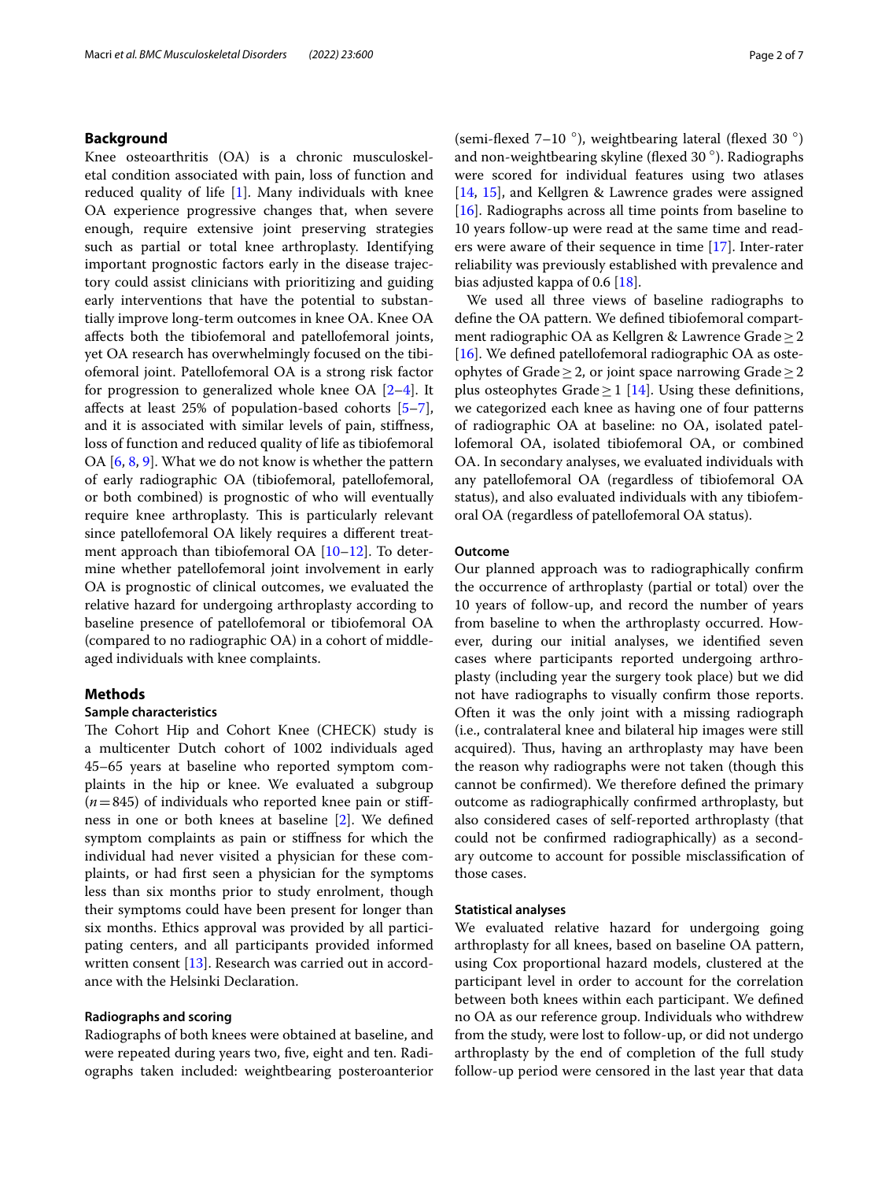## Background

Knee osteoarthritis (OA) is a chronic musculoskeletal condition associated with pain, loss of function and reduced quality of life [1]. Many individuals with knee OA experience progressive changes that, when severe enough, require extensive joint preserving strategies such as partial or total knee arthroplasty. Identifying important prognostic factors early in the disease trajectory could assist clinicians with prioritizing and guiding early interventions that have the potential to substantially improve long-term outcomes in knee OA. Knee OA affects both the tibiofemoral and patellofemoral joints, yet OA research has overwhelmingly focused on the tibiofemoral joint. Patellofemoral OA is a strong risk factor for progression to generalized whole knee OA [2–4]. It affects at least 25% of population-based cohorts [5–7], and it is associated with similar levels of pain, stiffness, loss of function and reduced quality of life as tibiofemoral OA [6, 8, 9]. What we do not know is whether the pattern of early radiographic OA (tibiofemoral, patellofemoral, or both combined) is prognostic of who will eventually require knee arthroplasty. This is particularly relevant since patellofemoral OA likely requires a different treatment approach than tibiofemoral OA [10–12]. To determine whether patellofemoral joint involvement in early OA is prognostic of clinical outcomes, we evaluated the relative hazard for undergoing arthroplasty according to baseline presence of patellofemoral or tibiofemoral OA (compared to no radiographic OA) in a cohort of middle-aged individuals with knee complaints.

## Methods

### Sample characteristics

The Cohort Hip and Cohort Knee (CHECK) study is a multicenter Dutch cohort of 1002 individuals aged 45–65 years at baseline who reported symptom complaints in the hip or knee. We evaluated a subgroup ($n=845$) of individuals who reported knee pain or stiffness in one or both knees at baseline [2]. We defined symptom complaints as pain or stiffness for which the individual had never visited a physician for these complaints, or had first seen a physician for the symptoms less than six months prior to study enrolment, though their symptoms could have been present for longer than six months. Ethics approval was provided by all participating centers, and all participants provided informed written consent [13]. Research was carried out in accordance with the Helsinki Declaration.

### Radiographs and scoring

Radiographs of both knees were obtained at baseline, and were repeated during years two, five, eight and ten. Radiographs taken included: weightbearing posteroanterior (semi-flexed 7–10 °), weightbearing lateral (flexed 30 °) and non-weightbearing skyline (flexed 30 °). Radiographs were scored for individual features using two atlases [14, 15], and Kellgren & Lawrence grades were assigned [16]. Radiographs across all time points from baseline to 10 years follow-up were read at the same time and readers were aware of their sequence in time [17]. Inter-rater reliability was previously established with prevalence and bias adjusted kappa of 0.6 [18].

We used all three views of baseline radiographs to define the OA pattern. We defined tibiofemoral compartment radiographic OA as Kellgren & Lawrence Grade $\geq 2$ [16]. We defined patellofemoral radiographic OA as osteophytes of Grade $\geq 2$, or joint space narrowing Grade $\geq 2$ plus osteophytes Grade $\geq 1$ [14]. Using these definitions, we categorized each knee as having one of four patterns of radiographic OA at baseline: no OA, isolated patellofemoral OA, isolated tibiofemoral OA, or combined OA. In secondary analyses, we evaluated individuals with any patellofemoral OA (regardless of tibiofemoral OA status), and also evaluated individuals with any tibiofemoral OA (regardless of patellofemoral OA status).

### Outcome

Our planned approach was to radiographically confirm the occurrence of arthroplasty (partial or total) over the 10 years of follow-up, and record the number of years from baseline to when the arthroplasty occurred. However, during our initial analyses, we identified seven cases where participants reported undergoing arthroplasty (including year the surgery took place) but we did not have radiographs to visually confirm those reports. Often it was the only joint with a missing radiograph (i.e., contralateral knee and bilateral hip images were still acquired). Thus, having an arthroplasty may have been the reason why radiographs were not taken (though this cannot be confirmed). We therefore defined the primary outcome as radiographically confirmed arthroplasty, but also considered cases of self-reported arthroplasty (that could not be confirmed radiographically) as a secondary outcome to account for possible misclassification of those cases.

### Statistical analyses

We evaluated relative hazard for undergoing going arthroplasty for all knees, based on baseline OA pattern, using Cox proportional hazard models, clustered at the participant level in order to account for the correlation between both knees within each participant. We defined no OA as our reference group. Individuals who withdrew from the study, were lost to follow-up, or did not undergo arthroplasty by the end of completion of the full study follow-up period were censored in the last year that data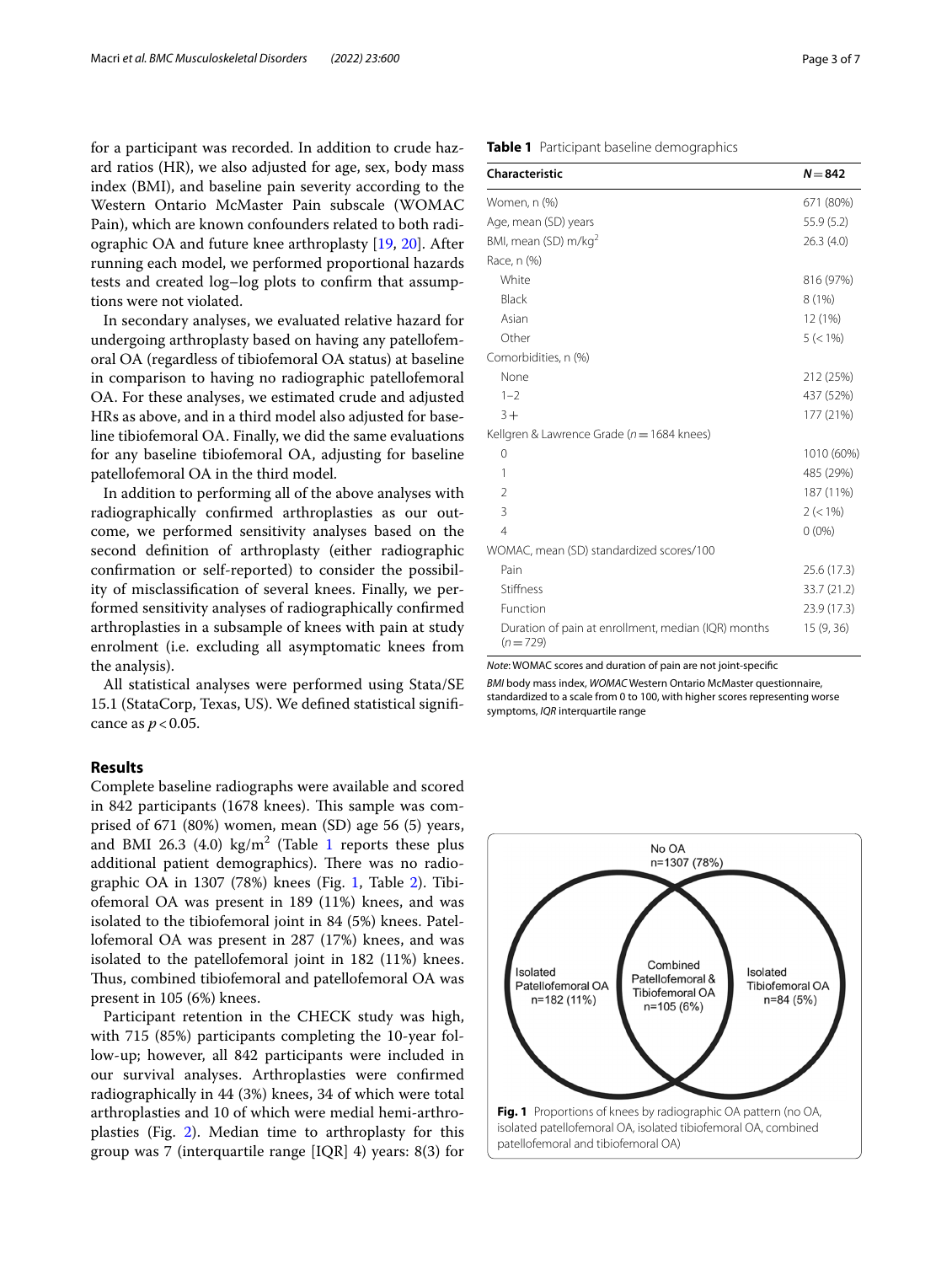for a participant was recorded. In addition to crude hazard ratios (HR), we also adjusted for age, sex, body mass index (BMI), and baseline pain severity according to the Western Ontario McMaster Pain subscale (WOMAC Pain), which are known confounders related to both radiographic OA and future knee arthroplasty [19, 20]. After running each model, we performed proportional hazards tests and created log–log plots to confirm that assumptions were not violated.

In secondary analyses, we evaluated relative hazard for undergoing arthroplasty based on having any patellofemoral OA (regardless of tibiofemoral OA status) at baseline in comparison to having no radiographic patellofemoral OA. For these analyses, we estimated crude and adjusted HRs as above, and in a third model also adjusted for baseline tibiofemoral OA. Finally, we did the same evaluations for any baseline tibiofemoral OA, adjusting for baseline patellofemoral OA in the third model.

In addition to performing all of the above analyses with radiographically confirmed arthroplasties as our outcome, we performed sensitivity analyses based on the second definition of arthroplasty (either radiographic confirmation or self-reported) to consider the possibility of misclassification of several knees. Finally, we performed sensitivity analyses of radiographically confirmed arthroplasties in a subsample of knees with pain at study enrolment (i.e. excluding all asymptomatic knees from the analysis).

All statistical analyses were performed using Stata/SE 15.1 (StataCorp, Texas, US). We defined statistical significance as $p < 0.05$.

## Results

Complete baseline radiographs were available and scored in 842 participants (1678 knees). This sample was comprised of 671 (80%) women, mean (SD) age 56 (5) years, and BMI 26.3 (4.0) kg/m$^2$ (Table 1 reports these plus additional patient demographics). There was no radiographic OA in 1307 (78%) knees (Fig. 1, Table 2). Tibiofemoral OA was present in 189 (11%) knees, and was isolated to the tibiofemoral joint in 84 (5%) knees. Patellofemoral OA was present in 287 (17%) knees, and was isolated to the patellofemoral joint in 182 (11%) knees. Thus, combined tibiofemoral and patellofemoral OA was present in 105 (6%) knees.

Participant retention in the CHECK study was high, with 715 (85%) participants completing the 10-year follow-up; however, all 842 participants were included in our survival analyses. Arthroplasties were confirmed radiographically in 44 (3%) knees, 34 of which were total arthroplasties and 10 of which were medial hemi-arthroplasties (Fig. 2). Median time to arthroplasty for this group was 7 (interquartile range [IQR] 4) years: 8(3) for

**Table 1** Participant baseline demographics

| Characteristic | $N = 842$ |
|---|---|
| Women, n (%) | 671 (80%) |
| Age, mean (SD) years | 55.9 (5.2) |
| BMI, mean (SD) m/kg$^2$ | 26.3 (4.0) |
| Race, n (%) | |
| White | 816 (97%) |
| Black | 8 (1%) |
| Asian | 12 (1%) |
| Other | 5 (< 1%) |
| Comorbidities, n (%) | |
| None | 212 (25%) |
| 1–2 | 437 (52%) |
| 3+ | 177 (21%) |
| Kellgren & Lawrence Grade ($n = 1684$ knees) | |
| 0 | 1010 (60%) |
| 1 | 485 (29%) |
| 2 | 187 (11%) |
| 3 | 2 (< 1%) |
| 4 | 0 (0%) |
| WOMAC, mean (SD) standardized scores/100 | |
| Pain | 25.6 (17.3) |
| Stiffness | 33.7 (21.2) |
| Function | 23.9 (17.3) |
| Duration of pain at enrollment, median (IQR) months ($n = 729$) | 15 (9, 36) |

*Note*: WOMAC scores and duration of pain are not joint-specific

*BMI* body mass index, *WOMAC* Western Ontario McMaster questionnaire, standardized to a scale from 0 to 100, with higher scores representing worse symptoms, *IQR* interquartile range

No OA n=1307 (78%)

Isolated Patellofemoral OA n=182 (11%)

Combined Patellofemoral & Tibiofemoral OA n=105 (6%)

Isolated Tibiofemoral OA n=84 (5%)

**Fig. 1** Proportions of knees by radiographic OA pattern (no OA, isolated patellofemoral OA, isolated tibiofemoral OA, combined patellofemoral and tibiofemoral OA)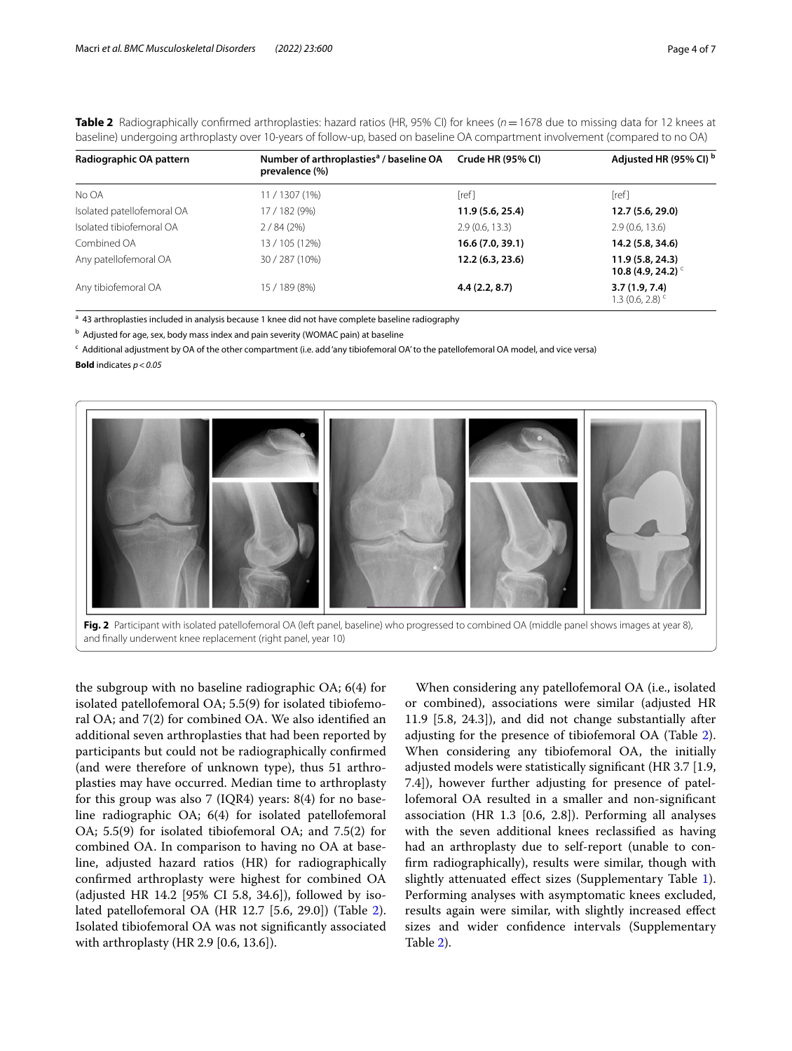**Table 2** Radiographically confirmed arthroplasties: hazard ratios (HR, 95% CI) for knees ($n = 1678$ due to missing data for 12 knees at baseline) undergoing arthroplasty over 10-years of follow-up, based on baseline OA compartment involvement (compared to no OA)

| Radiographic OA pattern | Number of arthroplasties[a] / baseline OA prevalence (%) | Crude HR (95% CI) | Adjusted HR (95% CI) [b] |
| --- | --- | --- | --- |
| No OA | 11 / 1307 (1%) | [ref] | [ref] |
| Isolated patellofemoral OA | 17 / 182 (9%) | **11.9 (5.6, 25.4)** | **12.7 (5.6, 29.0)** |
| Isolated tibiofemoral OA | 2 / 84 (2%) | 2.9 (0.6, 13.3) | 2.9 (0.6, 13.6) |
| Combined OA | 13 / 105 (12%) | **16.6 (7.0, 39.1)** | **14.2 (5.8, 34.6)** |
| Any patellofemoral OA | 30 / 287 (10%) | **12.2 (6.3, 23.6)** | **11.9 (5.8, 24.3)** **10.8 (4.9, 24.2)** [c] |
| Any tibiofemoral OA | 15 / 189 (8%) | **4.4 (2.2, 8.7)** | **3.7 (1.9, 7.4)** 1.3 (0.6, 2.8) [c] |

[a] 43 arthroplasties included in analysis because 1 knee did not have complete baseline radiography

[b] Adjusted for age, sex, body mass index and pain severity (WOMAC pain) at baseline

[c] Additional adjustment by OA of the other compartment (i.e. add 'any tibiofemoral OA' to the patellofemoral OA model, and vice versa)

**Bold** indicates $p < 0.05$

**Fig. 2** Participant with isolated patellofemoral OA (left panel, baseline) who progressed to combined OA (middle panel shows images at year 8), and finally underwent knee replacement (right panel, year 10)

the subgroup with no baseline radiographic OA; 6(4) for isolated patellofemoral OA; 5.5(9) for isolated tibiofemoral OA; and 7(2) for combined OA. We also identified an additional seven arthroplasties that had been reported by participants but could not be radiographically confirmed (and were therefore of unknown type), thus 51 arthroplasties may have occurred. Median time to arthroplasty for this group was also 7 (IQR4) years: 8(4) for no baseline radiographic OA; 6(4) for isolated patellofemoral OA; 5.5(9) for isolated tibiofemoral OA; and 7.5(2) for combined OA. In comparison to having no OA at baseline, adjusted hazard ratios (HR) for radiographically confirmed arthroplasty were highest for combined OA (adjusted HR 14.2 [95% CI 5.8, 34.6]), followed by isolated patellofemoral OA (HR 12.7 [5.6, 29.0]) (Table 2). Isolated tibiofemoral OA was not significantly associated with arthroplasty (HR 2.9 [0.6, 13.6]).

When considering any patellofemoral OA (i.e., isolated or combined), associations were similar (adjusted HR 11.9 [5.8, 24.3]), and did not change substantially after adjusting for the presence of tibiofemoral OA (Table 2). When considering any tibiofemoral OA, the initially adjusted models were statistically significant (HR 3.7 [1.9, 7.4]), however further adjusting for presence of patellofemoral OA resulted in a smaller and non-significant association (HR 1.3 [0.6, 2.8]). Performing all analyses with the seven additional knees reclassified as having had an arthroplasty due to self-report (unable to confirm radiographically), results were similar, though with slightly attenuated effect sizes (Supplementary Table 1). Performing analyses with asymptomatic knees excluded, results again were similar, with slightly increased effect sizes and wider confidence intervals (Supplementary Table 2).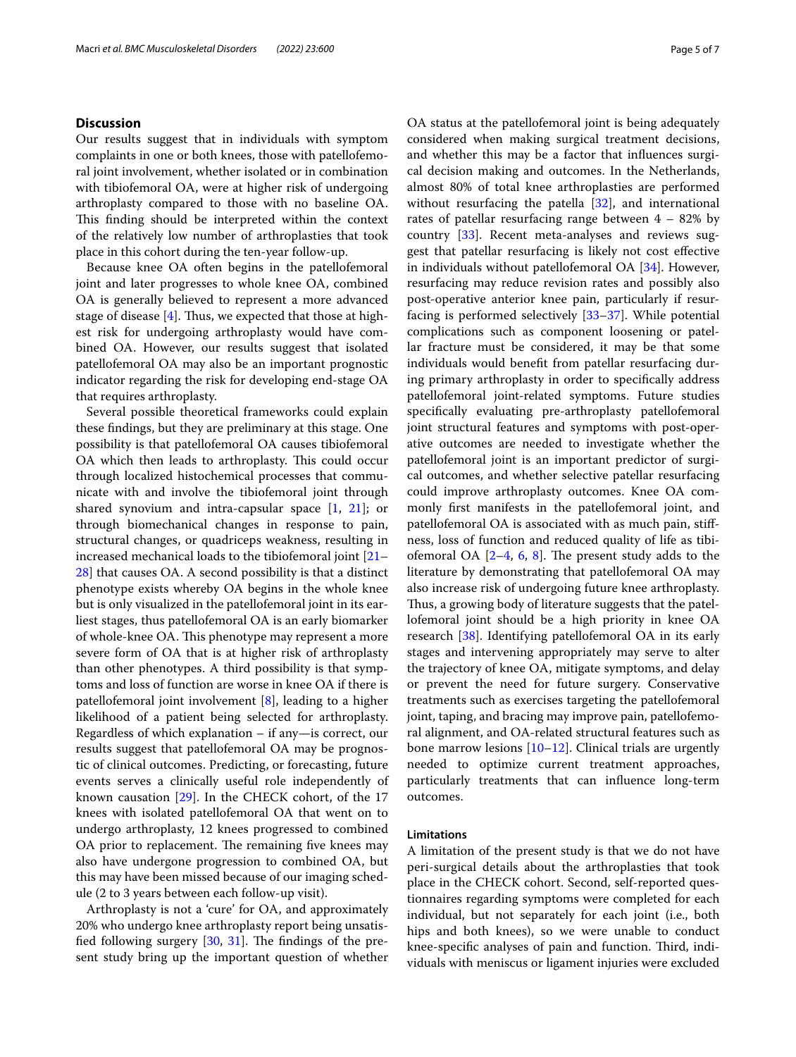## Discussion

Our results suggest that in individuals with symptom complaints in one or both knees, those with patellofemoral joint involvement, whether isolated or in combination with tibiofemoral OA, were at higher risk of undergoing arthroplasty compared to those with no baseline OA. This finding should be interpreted within the context of the relatively low number of arthroplasties that took place in this cohort during the ten-year follow-up.

Because knee OA often begins in the patellofemoral joint and later progresses to whole knee OA, combined OA is generally believed to represent a more advanced stage of disease [4]. Thus, we expected that those at highest risk for undergoing arthroplasty would have combined OA. However, our results suggest that isolated patellofemoral OA may also be an important prognostic indicator regarding the risk for developing end-stage OA that requires arthroplasty.

Several possible theoretical frameworks could explain these findings, but they are preliminary at this stage. One possibility is that patellofemoral OA causes tibiofemoral OA which then leads to arthroplasty. This could occur through localized histochemical processes that communicate with and involve the tibiofemoral joint through shared synovium and intra-capsular space [1, 21]; or through biomechanical changes in response to pain, structural changes, or quadriceps weakness, resulting in increased mechanical loads to the tibiofemoral joint [21–28] that causes OA. A second possibility is that a distinct phenotype exists whereby OA begins in the whole knee but is only visualized in the patellofemoral joint in its earliest stages, thus patellofemoral OA is an early biomarker of whole-knee OA. This phenotype may represent a more severe form of OA that is at higher risk of arthroplasty than other phenotypes. A third possibility is that symptoms and loss of function are worse in knee OA if there is patellofemoral joint involvement [8], leading to a higher likelihood of a patient being selected for arthroplasty. Regardless of which explanation – if any—is correct, our results suggest that patellofemoral OA may be prognostic of clinical outcomes. Predicting, or forecasting, future events serves a clinically useful role independently of known causation [29]. In the CHECK cohort, of the 17 knees with isolated patellofemoral OA that went on to undergo arthroplasty, 12 knees progressed to combined OA prior to replacement. The remaining five knees may also have undergone progression to combined OA, but this may have been missed because of our imaging schedule (2 to 3 years between each follow-up visit).

Arthroplasty is not a 'cure' for OA, and approximately 20% who undergo knee arthroplasty report being unsatisfied following surgery [30, 31]. The findings of the present study bring up the important question of whether OA status at the patellofemoral joint is being adequately considered when making surgical treatment decisions, and whether this may be a factor that influences surgical decision making and outcomes. In the Netherlands, almost 80% of total knee arthroplasties are performed without resurfacing the patella [32], and international rates of patellar resurfacing range between 4 – 82% by country [33]. Recent meta-analyses and reviews suggest that patellar resurfacing is likely not cost effective in individuals without patellofemoral OA [34]. However, resurfacing may reduce revision rates and possibly also post-operative anterior knee pain, particularly if resurfacing is performed selectively [33–37]. While potential complications such as component loosening or patellar fracture must be considered, it may be that some individuals would benefit from patellar resurfacing during primary arthroplasty in order to specifically address patellofemoral joint-related symptoms. Future studies specifically evaluating pre-arthroplasty patellofemoral joint structural features and symptoms with post-operative outcomes are needed to investigate whether the patellofemoral joint is an important predictor of surgical outcomes, and whether selective patellar resurfacing could improve arthroplasty outcomes. Knee OA commonly first manifests in the patellofemoral joint, and patellofemoral OA is associated with as much pain, stiffness, loss of function and reduced quality of life as tibiofemoral OA [2–4, 6, 8]. The present study adds to the literature by demonstrating that patellofemoral OA may also increase risk of undergoing future knee arthroplasty. Thus, a growing body of literature suggests that the patellofemoral joint should be a high priority in knee OA research [38]. Identifying patellofemoral OA in its early stages and intervening appropriately may serve to alter the trajectory of knee OA, mitigate symptoms, and delay or prevent the need for future surgery. Conservative treatments such as exercises targeting the patellofemoral joint, taping, and bracing may improve pain, patellofemoral alignment, and OA-related structural features such as bone marrow lesions [10–12]. Clinical trials are urgently needed to optimize current treatment approaches, particularly treatments that can influence long-term outcomes.

### Limitations

A limitation of the present study is that we do not have peri-surgical details about the arthroplasties that took place in the CHECK cohort. Second, self-reported questionnaires regarding symptoms were completed for each individual, but not separately for each joint (i.e., both hips and both knees), so we were unable to conduct knee-specific analyses of pain and function. Third, individuals with meniscus or ligament injuries were excluded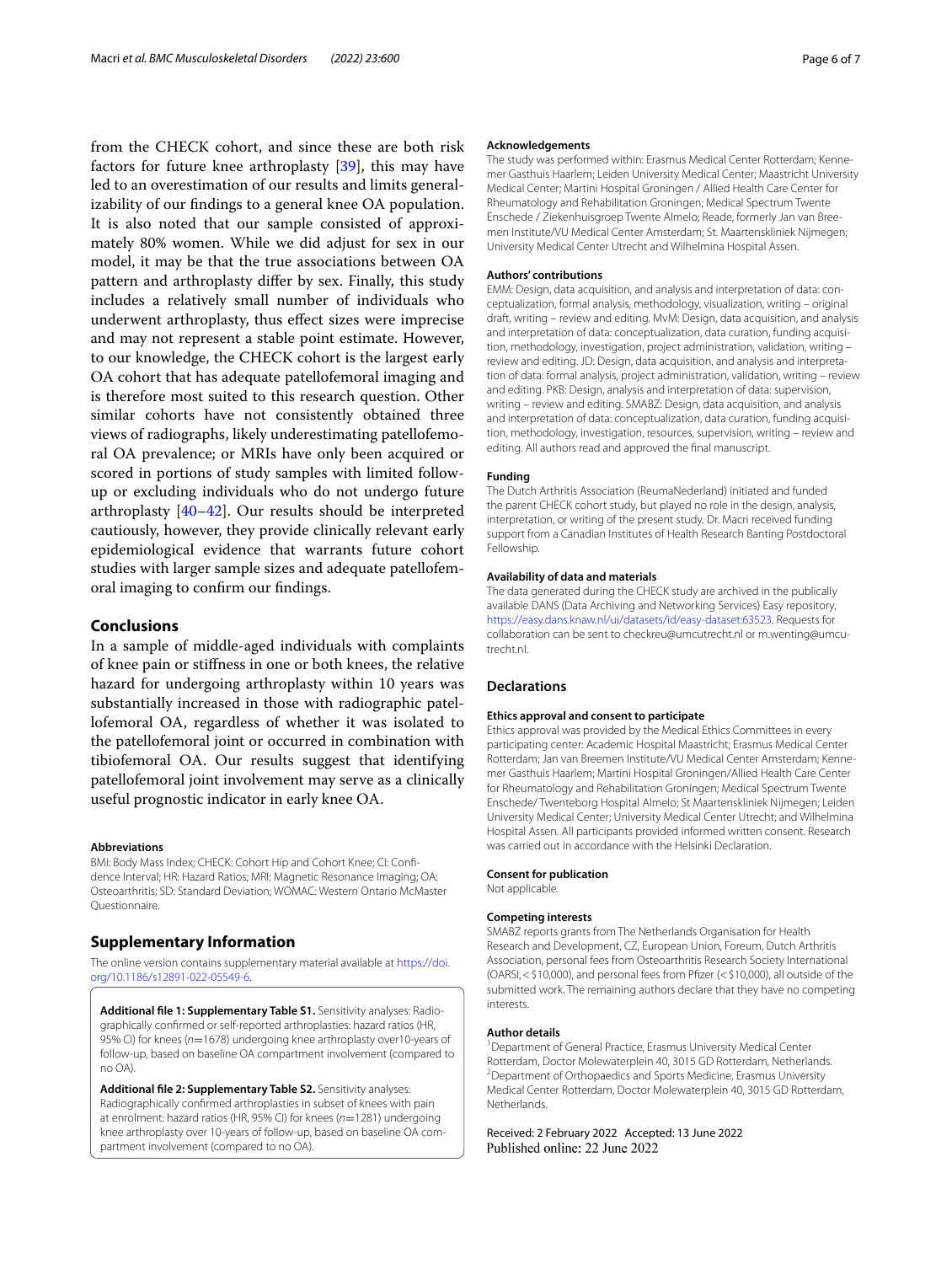from the CHECK cohort, and since these are both risk factors for future knee arthroplasty [39], this may have led to an overestimation of our results and limits generalizability of our findings to a general knee OA population. It is also noted that our sample consisted of approximately 80% women. While we did adjust for sex in our model, it may be that the true associations between OA pattern and arthroplasty differ by sex. Finally, this study includes a relatively small number of individuals who underwent arthroplasty, thus effect sizes were imprecise and may not represent a stable point estimate. However, to our knowledge, the CHECK cohort is the largest early OA cohort that has adequate patellofemoral imaging and is therefore most suited to this research question. Other similar cohorts have not consistently obtained three views of radiographs, likely underestimating patellofemoral OA prevalence; or MRIs have only been acquired or scored in portions of study samples with limited follow-up or excluding individuals who do not undergo future arthroplasty [40–42]. Our results should be interpreted cautiously, however, they provide clinically relevant early epidemiological evidence that warrants future cohort studies with larger sample sizes and adequate patellofemoral imaging to confirm our findings.

## Conclusions

In a sample of middle-aged individuals with complaints of knee pain or stiffness in one or both knees, the relative hazard for undergoing arthroplasty within 10 years was substantially increased in those with radiographic patellofemoral OA, regardless of whether it was isolated to the patellofemoral joint or occurred in combination with tibiofemoral OA. Our results suggest that identifying patellofemoral joint involvement may serve as a clinically useful prognostic indicator in early knee OA.

### Abbreviations

BMI: Body Mass Index; CHECK: Cohort Hip and Cohort Knee; CI: Confidence Interval; HR: Hazard Ratios; MRI: Magnetic Resonance Imaging; OA: Osteoarthritis; SD: Standard Deviation; WOMAC: Western Ontario McMaster Questionnaire.

## Supplementary Information

The online version contains supplementary material available at https://doi.org/10.1186/s12891-022-05549-6.

**Additional file 1: Supplementary Table S1.** Sensitivity analyses: Radiographically confirmed or self-reported arthroplasties: hazard ratios (HR, 95% CI) for knees ($n$=1678) undergoing knee arthroplasty over10-years of follow-up, based on baseline OA compartment involvement (compared to no OA).

**Additional file 2: Supplementary Table S2.** Sensitivity analyses: Radiographically confirmed arthroplasties in subset of knees with pain at enrolment: hazard ratios (HR, 95% CI) for knees ($n$=1281) undergoing knee arthroplasty over 10-years of follow-up, based on baseline OA compartment involvement (compared to no OA).

### Acknowledgements

The study was performed within: Erasmus Medical Center Rotterdam; Kennemer Gasthuis Haarlem; Leiden University Medical Center; Maastricht University Medical Center; Martini Hospital Groningen / Allied Health Care Center for Rheumatology and Rehabilitation Groningen; Medical Spectrum Twente Enschede / Ziekenhuisgroep Twente Almelo; Reade, formerly Jan van Breemen Institute/VU Medical Center Amsterdam; St. Maartenskliniek Nijmegen; University Medical Center Utrecht and Wilhelmina Hospital Assen.

### Authors' contributions

EMM: Design, data acquisition, and analysis and interpretation of data: conceptualization, formal analysis, methodology, visualization, writing – original draft, writing – review and editing. MvM: Design, data acquisition, and analysis and interpretation of data: conceptualization, data curation, funding acquisition, methodology, investigation, project administration, validation, writing – review and editing. JD: Design, data acquisition, and analysis and interpretation of data: formal analysis, project administration, validation, writing – review and editing. PKB: Design, analysis and interpretation of data: supervision, writing – review and editing. SMABZ: Design, data acquisition, and analysis and interpretation of data: conceptualization, data curation, funding acquisition, methodology, investigation, resources, supervision, writing – review and editing. All authors read and approved the final manuscript.

### Funding

The Dutch Arthritis Association (ReumaNederland) initiated and funded the parent CHECK cohort study, but played no role in the design, analysis, interpretation, or writing of the present study. Dr. Macri received funding support from a Canadian Institutes of Health Research Banting Postdoctoral Fellowship.

### Availability of data and materials

The data generated during the CHECK study are archived in the publically available DANS (Data Archiving and Networking Services) Easy repository, https://easy.dans.knaw.nl/ui/datasets/id/easy-dataset:63523. Requests for collaboration can be sent to checkreu@umcutrecht.nl or m.wenting@umcutrecht.nl.

## Declarations

### Ethics approval and consent to participate

Ethics approval was provided by the Medical Ethics Committees in every participating center: Academic Hospital Maastricht; Erasmus Medical Center Rotterdam; Jan van Breemen Institute/VU Medical Center Amsterdam; Kennemer Gasthuis Haarlem; Martini Hospital Groningen/Allied Health Care Center for Rheumatology and Rehabilitation Groningen; Medical Spectrum Twente Enschede/ Twenteborg Hospital Almelo; St Maartenskliniek Nijmegen; Leiden University Medical Center; University Medical Center Utrecht; and Wilhelmina Hospital Assen. All participants provided informed written consent. Research was carried out in accordance with the Helsinki Declaration.

### Consent for publication

Not applicable.

### Competing interests

SMABZ reports grants from The Netherlands Organisation for Health Research and Development, CZ, European Union, Foreum, Dutch Arthritis Association, personal fees from Osteoarthritis Research Society International (OARSI, < $10,000), and personal fees from Pfizer (< $10,000), all outside of the submitted work. The remaining authors declare that they have no competing interests.

### Author details

[1]Department of General Practice, Erasmus University Medical Center Rotterdam, Doctor Molewaterplein 40, 3015 GD Rotterdam, Netherlands. [2]Department of Orthopaedics and Sports Medicine, Erasmus University Medical Center Rotterdam, Doctor Molewaterplein 40, 3015 GD Rotterdam, Netherlands.

Received: 2 February 2022 Accepted: 13 June 2022
Published online: 22 June 2022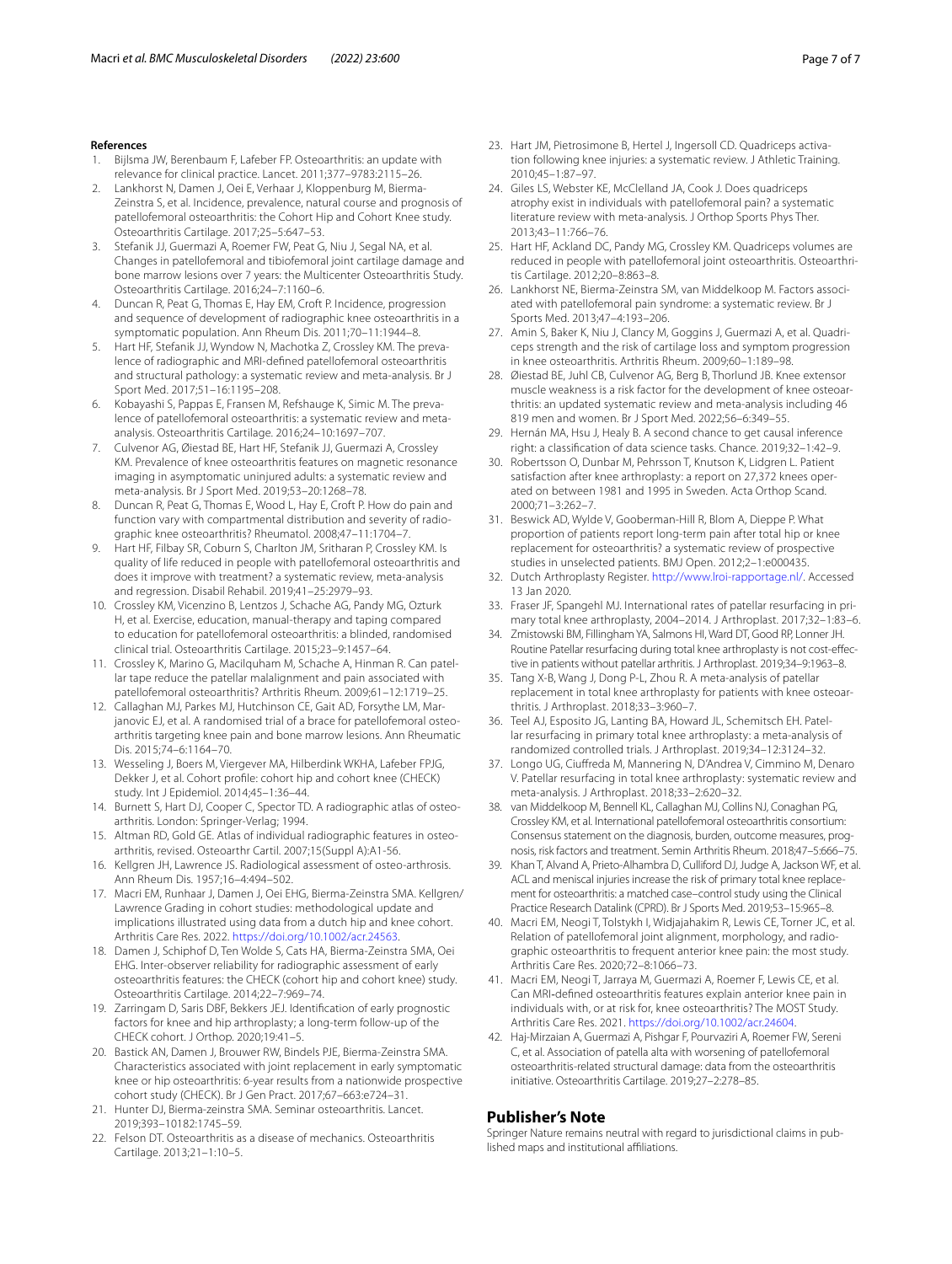## References

1. Bijlsma JW, Berenbaum F, Lafeber FP. Osteoarthritis: an update with relevance for clinical practice. Lancet. 2011;377–9783:2115–26.
2. Lankhorst N, Damen J, Oei E, Verhaar J, Kloppenburg M, Bierma-Zeinstra S, et al. Incidence, prevalence, natural course and prognosis of patellofemoral osteoarthritis: the Cohort Hip and Cohort Knee study. Osteoarthritis Cartilage. 2017;25–5:647–53.
3. Stefanik JJ, Guermazi A, Roemer FW, Peat G, Niu J, Segal NA, et al. Changes in patellofemoral and tibiofemoral joint cartilage damage and bone marrow lesions over 7 years: the Multicenter Osteoarthritis Study. Osteoarthritis Cartilage. 2016;24–7:1160–6.
4. Duncan R, Peat G, Thomas E, Hay EM, Croft P. Incidence, progression and sequence of development of radiographic knee osteoarthritis in a symptomatic population. Ann Rheum Dis. 2011;70–11:1944–8.
5. Hart HF, Stefanik JJ, Wyndow N, Machotka Z, Crossley KM. The prevalence of radiographic and MRI-defined patellofemoral osteoarthritis and structural pathology: a systematic review and meta-analysis. Br J Sport Med. 2017;51–16:1195–208.
6. Kobayashi S, Pappas E, Fransen M, Refshauge K, Simic M. The prevalence of patellofemoral osteoarthritis: a systematic review and meta-analysis. Osteoarthritis Cartilage. 2016;24–10:1697–707.
7. Culvenor AG, Øiestad BE, Hart HF, Stefanik JJ, Guermazi A, Crossley KM. Prevalence of knee osteoarthritis features on magnetic resonance imaging in asymptomatic uninjured adults: a systematic review and meta-analysis. Br J Sport Med. 2019;53–20:1268–78.
8. Duncan R, Peat G, Thomas E, Wood L, Hay E, Croft P. How do pain and function vary with compartmental distribution and severity of radiographic knee osteoarthritis? Rheumatol. 2008;47–11:1704–7.
9. Hart HF, Filbay SR, Coburn S, Charlton JM, Sritharan P, Crossley KM. Is quality of life reduced in people with patellofemoral osteoarthritis and does it improve with treatment? a systematic review, meta-analysis and regression. Disabil Rehabil. 2019;41–25:2979–93.
10. Crossley KM, Vicenzino B, Lentzos J, Schache AG, Pandy MG, Ozturk H, et al. Exercise, education, manual-therapy and taping compared to education for patellofemoral osteoarthritis: a blinded, randomised clinical trial. Osteoarthritis Cartilage. 2015;23–9:1457–64.
11. Crossley K, Marino G, Macilquham M, Schache A, Hinman R. Can patellar tape reduce the patellar malalignment and pain associated with patellofemoral osteoarthritis? Arthritis Rheum. 2009;61–12:1719–25.
12. Callaghan MJ, Parkes MJ, Hutchinson CE, Gait AD, Forsythe LM, Marjanovic EJ, et al. A randomised trial of a brace for patellofemoral osteoarthritis targeting knee pain and bone marrow lesions. Ann Rheumatic Dis. 2015;74–6:1164–70.
13. Wesseling J, Boers M, Viergever MA, Hilberdink WKHA, Lafeber FPJG, Dekker J, et al. Cohort profile: cohort hip and cohort knee (CHECK) study. Int J Epidemiol. 2014;45–1:36–44.
14. Burnett S, Hart DJ, Cooper C, Spector TD. A radiographic atlas of osteoarthritis. London: Springer-Verlag; 1994.
15. Altman RD, Gold GE. Atlas of individual radiographic features in osteoarthritis, revised. Osteoarthr Cartil. 2007;15(Suppl A):A1-56.
16. Kellgren JH, Lawrence JS. Radiological assessment of osteo-arthrosis. Ann Rheum Dis. 1957;16–4:494–502.
17. Macri EM, Runhaar J, Damen J, Oei EHG, Bierma-Zeinstra SMA. Kellgren/Lawrence Grading in cohort studies: methodological update and implications illustrated using data from a dutch hip and knee cohort. Arthritis Care Res. 2022. https://doi.org/10.1002/acr.24563.
18. Damen J, Schiphof D, Ten Wolde S, Cats HA, Bierma-Zeinstra SMA, Oei EHG. Inter-observer reliability for radiographic assessment of early osteoarthritis features: the CHECK (cohort hip and cohort knee) study. Osteoarthritis Cartilage. 2014;22–7:969–74.
19. Zarringam D, Saris DBF, Bekkers JEJ. Identification of early prognostic factors for knee and hip arthroplasty; a long-term follow-up of the CHECK cohort. J Orthop. 2020;19:41–5.
20. Bastick AN, Damen J, Brouwer RW, Bindels PJE, Bierma-Zeinstra SMA. Characteristics associated with joint replacement in early symptomatic knee or hip osteoarthritis: 6-year results from a nationwide prospective cohort study (CHECK). Br J Gen Pract. 2017;67–663:e724–31.
21. Hunter DJ, Bierma-zeinstra SMA. Seminar osteoarthritis. Lancet. 2019;393–10182:1745–59.
22. Felson DT. Osteoarthritis as a disease of mechanics. Osteoarthritis Cartilage. 2013;21–1:10–5.
23. Hart JM, Pietrosimone B, Hertel J, Ingersoll CD. Quadriceps activation following knee injuries: a systematic review. J Athletic Training. 2010;45–1:87–97.
24. Giles LS, Webster KE, McClelland JA, Cook J. Does quadriceps atrophy exist in individuals with patellofemoral pain? a systematic literature review with meta-analysis. J Orthop Sports Phys Ther. 2013;43–11:766–76.
25. Hart HF, Ackland DC, Pandy MG, Crossley KM. Quadriceps volumes are reduced in people with patellofemoral joint osteoarthritis. Osteoarthritis Cartilage. 2012;20–8:863–8.
26. Lankhorst NE, Bierma-Zeinstra SM, van Middelkoop M. Factors associated with patellofemoral pain syndrome: a systematic review. Br J Sports Med. 2013;47–4:193–206.
27. Amin S, Baker K, Niu J, Clancy M, Goggins J, Guermazi A, et al. Quadriceps strength and the risk of cartilage loss and symptom progression in knee osteoarthritis. Arthritis Rheum. 2009;60–1:189–98.
28. Øiestad BE, Juhl CB, Culvenor AG, Berg B, Thorlund JB. Knee extensor muscle weakness is a risk factor for the development of knee osteoarthritis: an updated systematic review and meta-analysis including 46 819 men and women. Br J Sport Med. 2022;56–6:349–55.
29. Hernán MA, Hsu J, Healy B. A second chance to get causal inference right: a classification of data science tasks. Chance. 2019;32–1:42–9.
30. Robertsson O, Dunbar M, Pehrsson T, Knutson K, Lidgren L. Patient satisfaction after knee arthroplasty: a report on 27,372 knees operated on between 1981 and 1995 in Sweden. Acta Orthop Scand. 2000;71–3:262–7.
31. Beswick AD, Wylde V, Gooberman-Hill R, Blom A, Dieppe P. What proportion of patients report long-term pain after total hip or knee replacement for osteoarthritis? a systematic review of prospective studies in unselected patients. BMJ Open. 2012;2–1:e000435.
32. Dutch Arthroplasty Register. http://www.lroi-rapportage.nl/. Accessed 13 Jan 2020.
33. Fraser JF, Spangehl MJ. International rates of patellar resurfacing in primary total knee arthroplasty, 2004–2014. J Arthroplast. 2017;32–1:83–6.
34. Zmistowski BM, Fillingham YA, Salmons HI, Ward DT, Good RP, Lonner JH. Routine Patellar resurfacing during total knee arthroplasty is not cost-effective in patients without patellar arthritis. J Arthroplast. 2019;34–9:1963–8.
35. Tang X-B, Wang J, Dong P-L, Zhou R. A meta-analysis of patellar replacement in total knee arthroplasty for patients with knee osteoarthritis. J Arthroplast. 2018;33–3:960–7.
36. Teel AJ, Esposito JG, Lanting BA, Howard JL, Schemitsch EH. Patellar resurfacing in primary total knee arthroplasty: a meta-analysis of randomized controlled trials. J Arthroplast. 2019;34–12:3124–32.
37. Longo UG, Ciuffreda M, Mannering N, D'Andrea V, Cimmino M, Denaro V. Patellar resurfacing in total knee arthroplasty: systematic review and meta-analysis. J Arthroplast. 2018;33–2:620–32.
38. van Middelkoop M, Bennell KL, Callaghan MJ, Collins NJ, Conaghan PG, Crossley KM, et al. International patellofemoral osteoarthritis consortium: Consensus statement on the diagnosis, burden, outcome measures, prognosis, risk factors and treatment. Semin Arthritis Rheum. 2018;47–5:666–75.
39. Khan T, Alvand A, Prieto-Alhambra D, Culliford DJ, Judge A, Jackson WF, et al. ACL and meniscal injuries increase the risk of primary total knee replacement for osteoarthritis: a matched case–control study using the Clinical Practice Research Datalink (CPRD). Br J Sports Med. 2019;53–15:965–8.
40. Macri EM, Neogi T, Tolstykh I, Widjajahakim R, Lewis CE, Torner JC, et al. Relation of patellofemoral joint alignment, morphology, and radiographic osteoarthritis to frequent anterior knee pain: the most study. Arthritis Care Res. 2020;72–8:1066–73.
41. Macri EM, Neogi T, Jarraya M, Guermazi A, Roemer F, Lewis CE, et al. Can MRI-defined osteoarthritis features explain anterior knee pain in individuals with, or at risk for, knee osteoarthritis? The MOST Study. Arthritis Care Res. 2021. https://doi.org/10.1002/acr.24604.
42. Haj-Mirzaian A, Guermazi A, Pishgar F, Pourvaziri A, Roemer FW, Sereni C, et al. Association of patella alta with worsening of patellofemoral osteoarthritis-related structural damage: data from the osteoarthritis initiative. Osteoarthritis Cartilage. 2019;27–2:278–85.

## Publisher's Note

Springer Nature remains neutral with regard to jurisdictional claims in published maps and institutional affiliations.